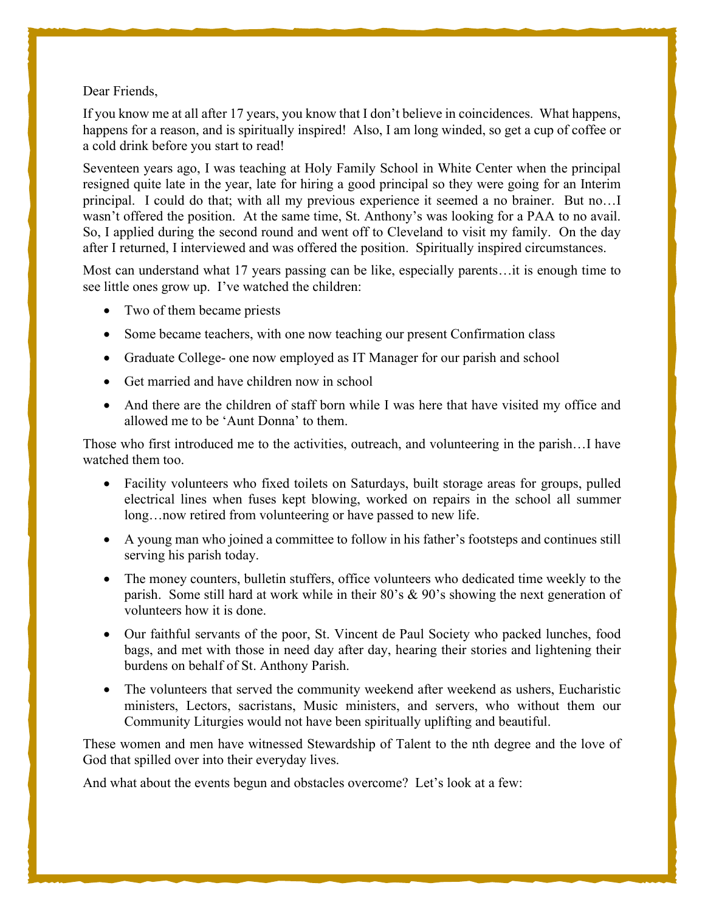Dear Friends,

If you know me at all after 17 years, you know that I don't believe in coincidences. What happens, happens for a reason, and is spiritually inspired! Also, I am long winded, so get a cup of coffee or a cold drink before you start to read!

Seventeen years ago, I was teaching at Holy Family School in White Center when the principal resigned quite late in the year, late for hiring a good principal so they were going for an Interim principal. I could do that; with all my previous experience it seemed a no brainer. But no…I wasn't offered the position. At the same time, St. Anthony's was looking for a PAA to no avail. So, I applied during the second round and went off to Cleveland to visit my family. On the day after I returned, I interviewed and was offered the position. Spiritually inspired circumstances.

Most can understand what 17 years passing can be like, especially parents…it is enough time to see little ones grow up. I've watched the children:

- Two of them became priests
- Some became teachers, with one now teaching our present Confirmation class
- Graduate College- one now employed as IT Manager for our parish and school
- Get married and have children now in school
- And there are the children of staff born while I was here that have visited my office and allowed me to be 'Aunt Donna' to them.

Those who first introduced me to the activities, outreach, and volunteering in the parish…I have watched them too.

- Facility volunteers who fixed toilets on Saturdays, built storage areas for groups, pulled electrical lines when fuses kept blowing, worked on repairs in the school all summer long…now retired from volunteering or have passed to new life.
- A young man who joined a committee to follow in his father's footsteps and continues still serving his parish today.
- The money counters, bulletin stuffers, office volunteers who dedicated time weekly to the parish. Some still hard at work while in their 80's & 90's showing the next generation of volunteers how it is done.
- Our faithful servants of the poor, St. Vincent de Paul Society who packed lunches, food bags, and met with those in need day after day, hearing their stories and lightening their burdens on behalf of St. Anthony Parish.
- The volunteers that served the community weekend after weekend as ushers, Eucharistic ministers, Lectors, sacristans, Music ministers, and servers, who without them our Community Liturgies would not have been spiritually uplifting and beautiful.

These women and men have witnessed Stewardship of Talent to the nth degree and the love of God that spilled over into their everyday lives.

And what about the events begun and obstacles overcome? Let's look at a few: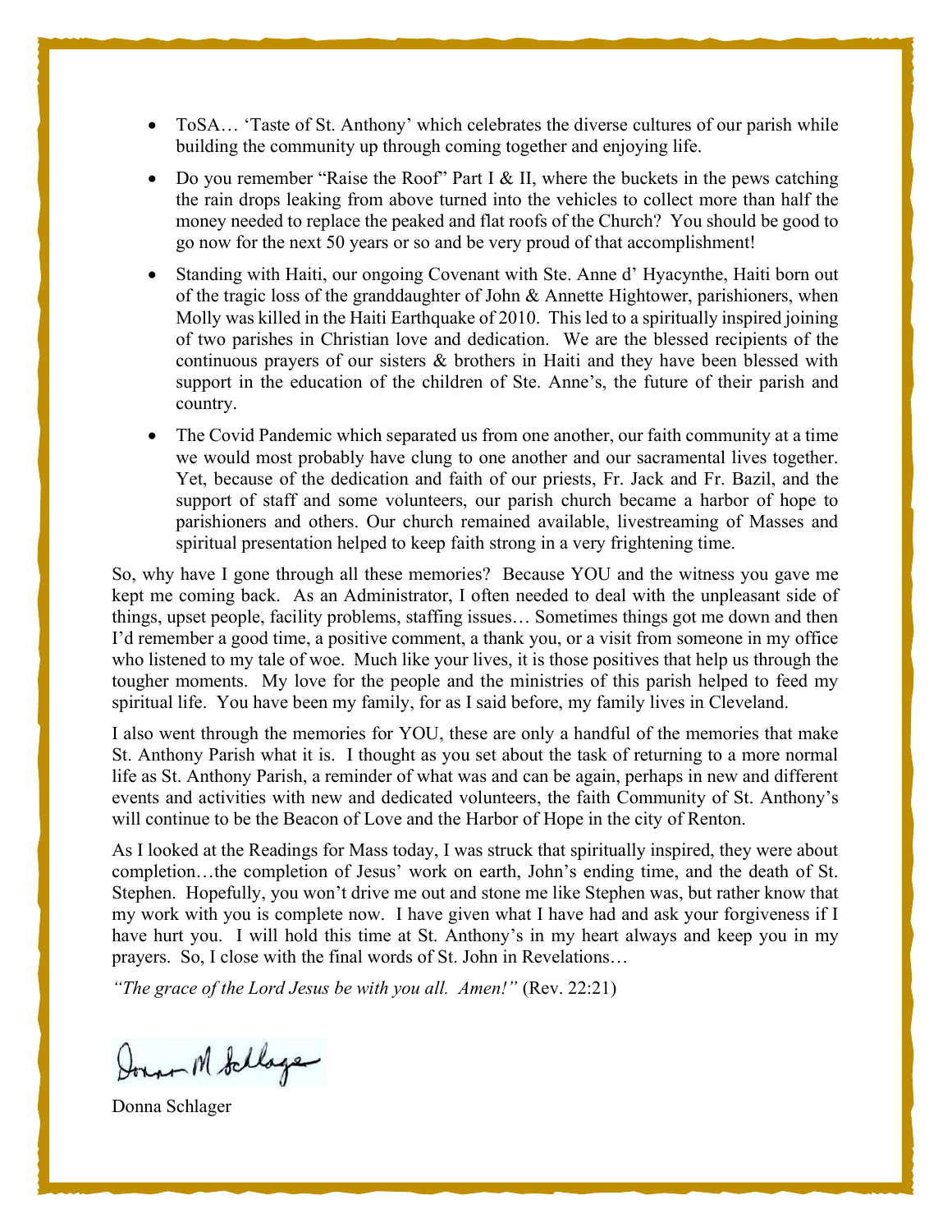- ToSA… 'Taste of St. Anthony' which celebrates the diverse cultures of our parish while building the community up through coming together and enjoying life.
- Do you remember "Raise the Roof" Part I & II, where the buckets in the pews catching the rain drops leaking from above turned into the vehicles to collect more than half the money needed to replace the peaked and flat roofs of the Church? You should be good to go now for the next 50 years or so and be very proud of that accomplishment!
- Standing with Haiti, our ongoing Covenant with Ste. Anne d' Hyacynthe, Haiti born out of the tragic loss of the granddaughter of John & Annette Hightower, parishioners, when Molly was killed in the Haiti Earthquake of 2010. This led to a spiritually inspired joining of two parishes in Christian love and dedication. We are the blessed recipients of the continuous prayers of our sisters & brothers in Haiti and they have been blessed with support in the education of the children of Ste. Anne's, the future of their parish and country.
- The Covid Pandemic which separated us from one another, our faith community at a time we would most probably have clung to one another and our sacramental lives together. Yet, because of the dedication and faith of our priests, Fr. Jack and Fr. Bazil, and the support of staff and some volunteers, our parish church became a harbor of hope to parishioners and others. Our church remained available, livestreaming of Masses and spiritual presentation helped to keep faith strong in a very frightening time.

So, why have I gone through all these memories? Because YOU and the witness you gave me kept me coming back. As an Administrator, I often needed to deal with the unpleasant side of things, upset people, facility problems, staffing issues… Sometimes things got me down and then I'd remember a good time, a positive comment, a thank you, or a visit from someone in my office who listened to my tale of woe. Much like your lives, it is those positives that help us through the tougher moments. My love for the people and the ministries of this parish helped to feed my spiritual life. You have been my family, for as I said before, my family lives in Cleveland.

I also went through the memories for YOU, these are only a handful of the memories that make St. Anthony Parish what it is. I thought as you set about the task of returning to a more normal life as St. Anthony Parish, a reminder of what was and can be again, perhaps in new and different events and activities with new and dedicated volunteers, the faith Community of St. Anthony's will continue to be the Beacon of Love and the Harbor of Hope in the city of Renton.

As I looked at the Readings for Mass today, I was struck that spiritually inspired, they were about completion…the completion of Jesus' work on earth, John's ending time, and the death of St. Stephen. Hopefully, you won't drive me out and stone me like Stephen was, but rather know that my work with you is complete now. I have given what I have had and ask your forgiveness if I have hurt you. I will hold this time at St. Anthony's in my heart always and keep you in my prayers. So, I close with the final words of St. John in Revelations…

*"The grace of the Lord Jesus be with you all. Amen!"* (Rev. 22:21)

Donna M Schlager

Donna Schlager